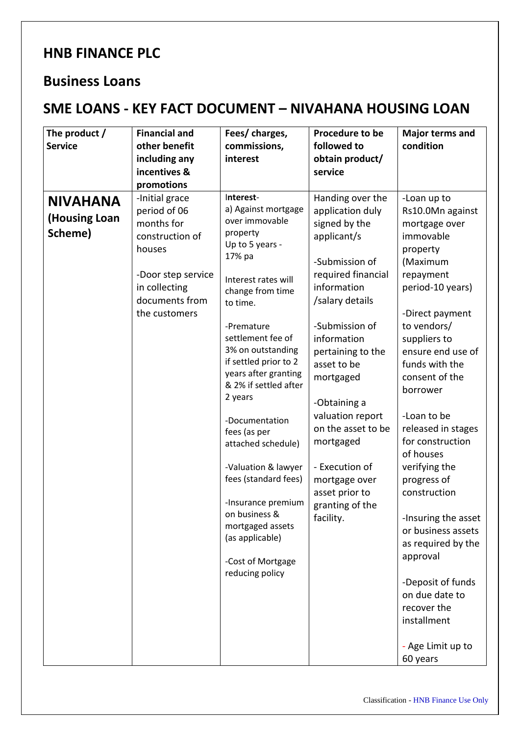# HNB FINANCE PLC

## Business Loans

## SME LOANS - KEY FACT DOCUMENT – NIVAHANA HOUSING LOAN

| The product / Service | Financial and other benefit including any incentives & promotions | Fees/ charges, commissions, interest | Procedure to be followed to obtain product/ service | Major terms and condition |
|---|---|---|---|---|
| **NIVAHANA (Housing Loan Scheme)** | -Initial grace period of 06 months for construction of houses<br><br>-Door step service in collecting documents from the customers | Interest-<br>a) Against mortgage over immovable property<br>Up to 5 years - 17% pa<br><br>Interest rates will change from time to time.<br><br>-Premature settlement fee of 3% on outstanding if settled prior to 2 years after granting & 2% if settled after 2 years<br><br>-Documentation fees (as per attached schedule)<br><br>-Valuation & lawyer fees (standard fees)<br><br>-Insurance premium on business & mortgaged assets (as applicable)<br><br>-Cost of Mortgage reducing policy | Handing over the application duly signed by the applicant/s<br><br>-Submission of required financial information /salary details<br><br>-Submission of information pertaining to the asset to be mortgaged<br><br>-Obtaining a valuation report on the asset to be mortgaged<br><br>- Execution of mortgage over asset prior to granting of the facility. | -Loan up to Rs10.0Mn against mortgage over immovable property (Maximum repayment period-10 years)<br><br>-Direct payment to vendors/ suppliers to ensure end use of funds with the consent of the borrower<br><br>-Loan to be released in stages for construction of houses verifying the progress of construction<br><br>-Insuring the asset or business assets as required by the approval<br><br>-Deposit of funds on due date to recover the installment<br><br>- Age Limit up to 60 years |

Classification - HNB Finance Use Only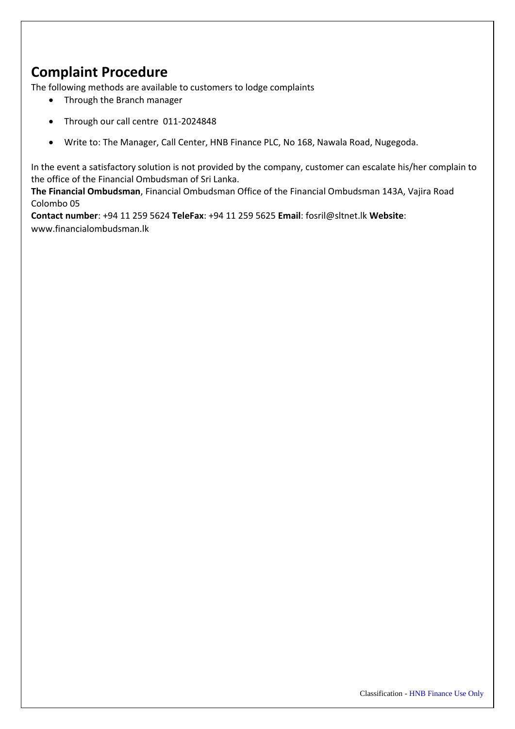## Complaint Procedure

The following methods are available to customers to lodge complaints

- Through the Branch manager
- Through our call centre 011-2024848
- Write to: The Manager, Call Center, HNB Finance PLC, No 168, Nawala Road, Nugegoda.

In the event a satisfactory solution is not provided by the company, customer can escalate his/her complain to the office of the Financial Ombudsman of Sri Lanka.

**The Financial Ombudsman**, Financial Ombudsman Office of the Financial Ombudsman 143A, Vajira Road Colombo 05

**Contact number**: +94 11 259 5624 **TeleFax**: +94 11 259 5625 **Email**: fosril@sltnet.lk **Website**: www.financialombudsman.lk

Classification - HNB Finance Use Only